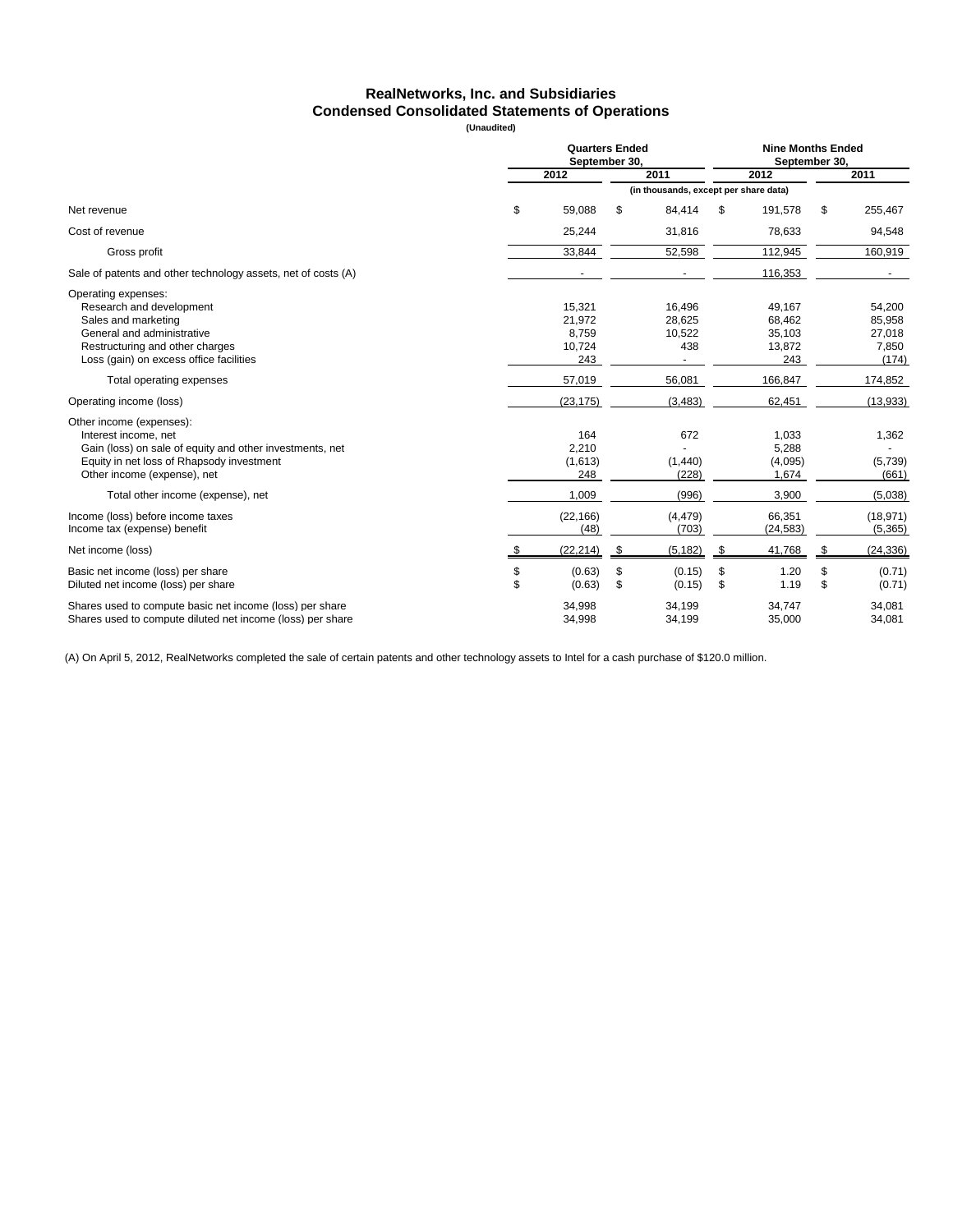# RealNetworks, Inc. and Subsidiaries
## Condensed Consolidated Statements of Operations
**(Unaudited)**

| | Quarters Ended September 30, | | Nine Months Ended September 30, | |
|---|---|---|---|---|
| | 2012 | 2011 | 2012 | 2011 |
| | (in thousands, except per share data) | | | |
| Net revenue | $ 59,088 | $ 84,414 | $ 191,578 | $ 255,467 |
| Cost of revenue | 25,244 | 31,816 | 78,633 | 94,548 |
| Gross profit | 33,844 | 52,598 | 112,945 | 160,919 |
| Sale of patents and other technology assets, net of costs (A) | - | - | 116,353 | - |
| Operating expenses: | | | | |
| Research and development | 15,321 | 16,496 | 49,167 | 54,200 |
| Sales and marketing | 21,972 | 28,625 | 68,462 | 85,958 |
| General and administrative | 8,759 | 10,522 | 35,103 | 27,018 |
| Restructuring and other charges | 10,724 | 438 | 13,872 | 7,850 |
| Loss (gain) on excess office facilities | 243 | - | 243 | (174) |
| Total operating expenses | 57,019 | 56,081 | 166,847 | 174,852 |
| Operating income (loss) | (23,175) | (3,483) | 62,451 | (13,933) |
| Other income (expenses): | | | | |
| Interest income, net | 164 | 672 | 1,033 | 1,362 |
| Gain (loss) on sale of equity and other investments, net | 2,210 | - | 5,288 | - |
| Equity in net loss of Rhapsody investment | (1,613) | (1,440) | (4,095) | (5,739) |
| Other income (expense), net | 248 | (228) | 1,674 | (661) |
| Total other income (expense), net | 1,009 | (996) | 3,900 | (5,038) |
| Income (loss) before income taxes | (22,166) | (4,479) | 66,351 | (18,971) |
| Income tax (expense) benefit | (48) | (703) | (24,583) | (5,365) |
| Net income (loss) | $ (22,214) | $ (5,182) | $ 41,768 | $ (24,336) |
| Basic net income (loss) per share | $ (0.63) | $ (0.15) | $ 1.20 | $ (0.71) |
| Diluted net income (loss) per share | $ (0.63) | $ (0.15) | $ 1.19 | $ (0.71) |
| Shares used to compute basic net income (loss) per share | 34,998 | 34,199 | 34,747 | 34,081 |
| Shares used to compute diluted net income (loss) per share | 34,998 | 34,199 | 35,000 | 34,081 |

(A) On April 5, 2012, RealNetworks completed the sale of certain patents and other technology assets to Intel for a cash purchase of $120.0 million.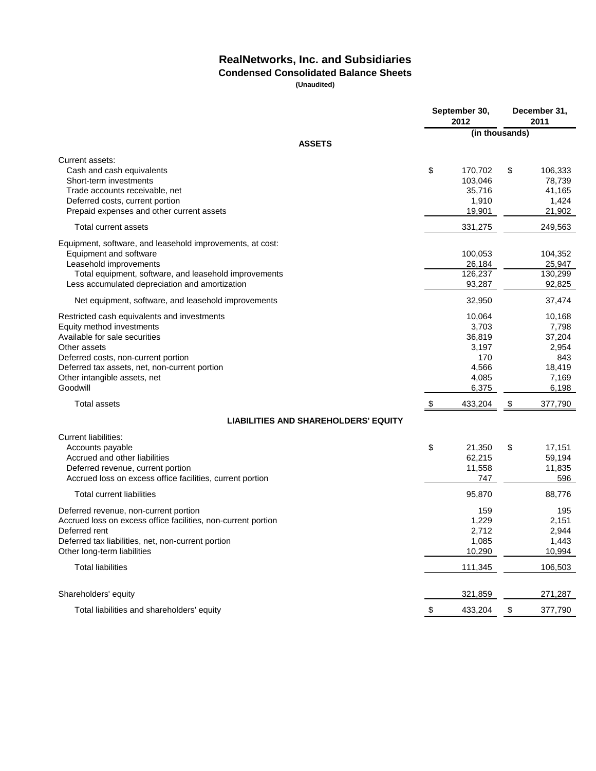# RealNetworks, Inc. and Subsidiaries

## Condensed Consolidated Balance Sheets

**(Unaudited)**

| | September 30, 2012 | December 31, 2011 |
|---|---|---|
| | (in thousands) | |
| **ASSETS** | | |
| Current assets: | | |
| Cash and cash equivalents | $ 170,702 | $ 106,333 |
| Short-term investments | 103,046 | 78,739 |
| Trade accounts receivable, net | 35,716 | 41,165 |
| Deferred costs, current portion | 1,910 | 1,424 |
| Prepaid expenses and other current assets | 19,901 | 21,902 |
| Total current assets | 331,275 | 249,563 |
| Equipment, software, and leasehold improvements, at cost: | | |
| Equipment and software | 100,053 | 104,352 |
| Leasehold improvements | 26,184 | 25,947 |
| Total equipment, software, and leasehold improvements | 126,237 | 130,299 |
| Less accumulated depreciation and amortization | 93,287 | 92,825 |
| Net equipment, software, and leasehold improvements | 32,950 | 37,474 |
| Restricted cash equivalents and investments | 10,064 | 10,168 |
| Equity method investments | 3,703 | 7,798 |
| Available for sale securities | 36,819 | 37,204 |
| Other assets | 3,197 | 2,954 |
| Deferred costs, non-current portion | 170 | 843 |
| Deferred tax assets, net, non-current portion | 4,566 | 18,419 |
| Other intangible assets, net | 4,085 | 7,169 |
| Goodwill | 6,375 | 6,198 |
| Total assets | $ 433,204 | $ 377,790 |
| **LIABILITIES AND SHAREHOLDERS' EQUITY** | | |
| Current liabilities: | | |
| Accounts payable | $ 21,350 | $ 17,151 |
| Accrued and other liabilities | 62,215 | 59,194 |
| Deferred revenue, current portion | 11,558 | 11,835 |
| Accrued loss on excess office facilities, current portion | 747 | 596 |
| Total current liabilities | 95,870 | 88,776 |
| Deferred revenue, non-current portion | 159 | 195 |
| Accrued loss on excess office facilities, non-current portion | 1,229 | 2,151 |
| Deferred rent | 2,712 | 2,944 |
| Deferred tax liabilities, net, non-current portion | 1,085 | 1,443 |
| Other long-term liabilities | 10,290 | 10,994 |
| Total liabilities | 111,345 | 106,503 |
| Shareholders' equity | 321,859 | 271,287 |
| Total liabilities and shareholders' equity | $ 433,204 | $ 377,790 |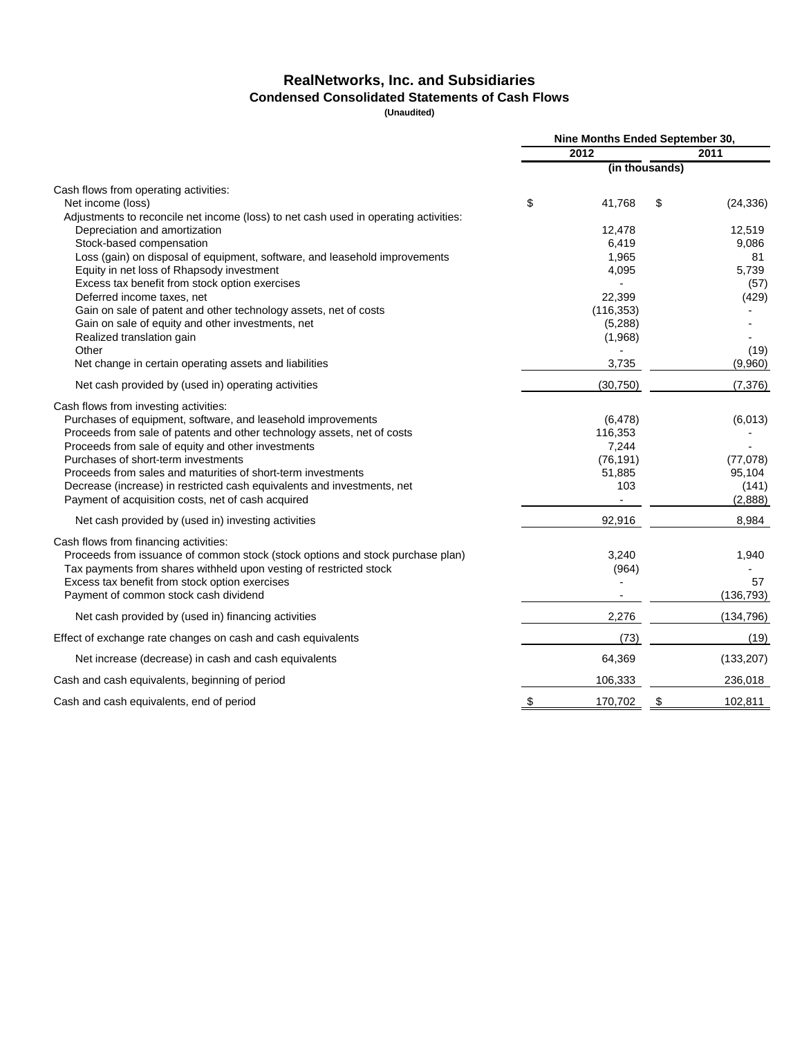# RealNetworks, Inc. and Subsidiaries

## Condensed Consolidated Statements of Cash Flows

**(Unaudited)**

| | Nine Months Ended September 30, | |
|---|---|---|
| | 2012 | 2011 |
| | (in thousands) | |
| Cash flows from operating activities: | | |
| Net income (loss) | $ 41,768 | $ (24,336) |
| Adjustments to reconcile net income (loss) to net cash used in operating activities: | | |
| Depreciation and amortization | 12,478 | 12,519 |
| Stock-based compensation | 6,419 | 9,086 |
| Loss (gain) on disposal of equipment, software, and leasehold improvements | 1,965 | 81 |
| Equity in net loss of Rhapsody investment | 4,095 | 5,739 |
| Excess tax benefit from stock option exercises | - | (57) |
| Deferred income taxes, net | 22,399 | (429) |
| Gain on sale of patent and other technology assets, net of costs | (116,353) | - |
| Gain on sale of equity and other investments, net | (5,288) | - |
| Realized translation gain | (1,968) | - |
| Other | - | (19) |
| Net change in certain operating assets and liabilities | 3,735 | (9,960) |
| Net cash provided by (used in) operating activities | (30,750) | (7,376) |
| Cash flows from investing activities: | | |
| Purchases of equipment, software, and leasehold improvements | (6,478) | (6,013) |
| Proceeds from sale of patents and other technology assets, net of costs | 116,353 | - |
| Proceeds from sale of equity and other investments | 7,244 | - |
| Purchases of short-term investments | (76,191) | (77,078) |
| Proceeds from sales and maturities of short-term investments | 51,885 | 95,104 |
| Decrease (increase) in restricted cash equivalents and investments, net | 103 | (141) |
| Payment of acquisition costs, net of cash acquired | - | (2,888) |
| Net cash provided by (used in) investing activities | 92,916 | 8,984 |
| Cash flows from financing activities: | | |
| Proceeds from issuance of common stock (stock options and stock purchase plan) | 3,240 | 1,940 |
| Tax payments from shares withheld upon vesting of restricted stock | (964) | - |
| Excess tax benefit from stock option exercises | - | 57 |
| Payment of common stock cash dividend | - | (136,793) |
| Net cash provided by (used in) financing activities | 2,276 | (134,796) |
| Effect of exchange rate changes on cash and cash equivalents | (73) | (19) |
| Net increase (decrease) in cash and cash equivalents | 64,369 | (133,207) |
| Cash and cash equivalents, beginning of period | 106,333 | 236,018 |
| Cash and cash equivalents, end of period | $ 170,702 | $ 102,811 |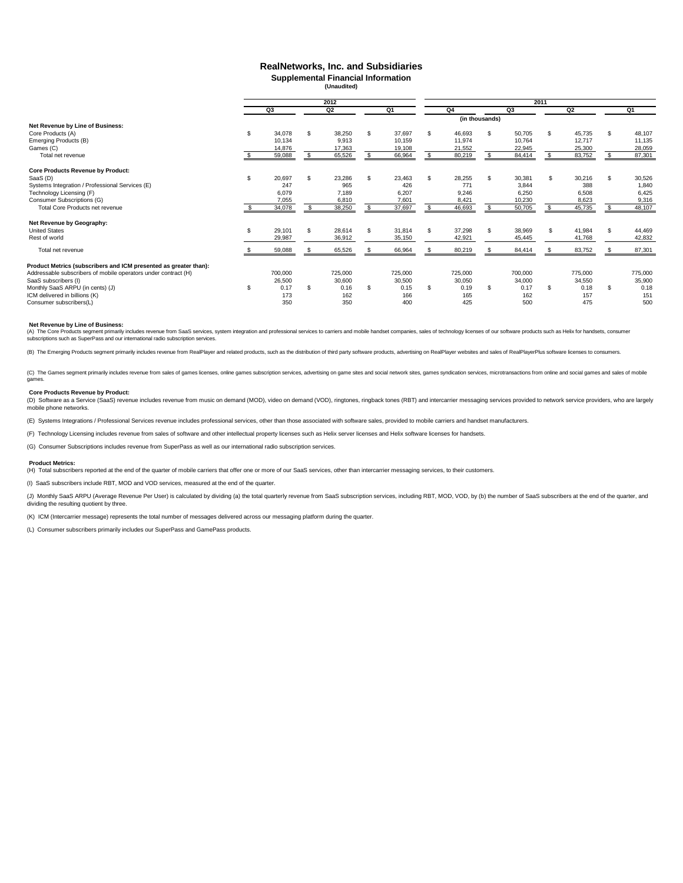# RealNetworks, Inc. and Subsidiaries

## Supplemental Financial Information

**(Unaudited)**

| | 2012 | | | 2011 | | | |
|---|---|---|---|---|---|---|---|
| | Q3 | Q2 | Q1 | Q4 | Q3 | Q2 | Q1 |
| | (in thousands) | | | | | | |
| **Net Revenue by Line of Business:** | | | | | | | |
| Core Products (A) | $ 34,078 | $ 38,250 | $ 37,697 | $ 46,693 | $ 50,705 | $ 45,735 | $ 48,107 |
| Emerging Products (B) | 10,134 | 9,913 | 10,159 | 11,974 | 10,764 | 12,717 | 11,135 |
| Games (C) | 14,876 | 17,363 | 19,108 | 21,552 | 22,945 | 25,300 | 28,059 |
| Total net revenue | $ 59,088 | $ 65,526 | $ 66,964 | $ 80,219 | $ 84,414 | $ 83,752 | $ 87,301 |
| **Core Products Revenue by Product:** | | | | | | | |
| SaaS (D) | $ 20,697 | $ 23,286 | $ 23,463 | $ 28,255 | $ 30,381 | $ 30,216 | $ 30,526 |
| Systems Integration / Professional Services (E) | 247 | 965 | 426 | 771 | 3,844 | 388 | 1,840 |
| Technology Licensing (F) | 6,079 | 7,189 | 6,207 | 9,246 | 6,250 | 6,508 | 6,425 |
| Consumer Subscriptions (G) | 7,055 | 6,810 | 7,601 | 8,421 | 10,230 | 8,623 | 9,316 |
| Total Core Products net revenue | $ 34,078 | $ 38,250 | $ 37,697 | $ 46,693 | $ 50,705 | $ 45,735 | $ 48,107 |
| **Net Revenue by Geography:** | | | | | | | |
| United States | $ 29,101 | $ 28,614 | $ 31,814 | $ 37,298 | $ 38,969 | $ 41,984 | $ 44,469 |
| Rest of world | 29,987 | 36,912 | 35,150 | 42,921 | 45,445 | 41,768 | 42,832 |
| Total net revenue | $ 59,088 | $ 65,526 | $ 66,964 | $ 80,219 | $ 84,414 | $ 83,752 | $ 87,301 |
| **Product Metrics (subscribers and ICM presented as greater than):** | | | | | | | |
| Addressable subscribers of mobile operators under contract (H) | 700,000 | 725,000 | 725,000 | 725,000 | 700,000 | 775,000 | 775,000 |
| SaaS subscribers (I) | 26,500 | 30,600 | 30,500 | 30,050 | 34,000 | 34,550 | 35,900 |
| Monthly SaaS ARPU (in cents) (J) | $ 0.17 | $ 0.16 | $ 0.15 | $ 0.19 | $ 0.17 | $ 0.18 | $ 0.18 |
| ICM delivered in billions (K) | 173 | 162 | 166 | 165 | 162 | 157 | 151 |
| Consumer subscribers(L) | 350 | 350 | 400 | 425 | 500 | 475 | 500 |

**Net Revenue by Line of Business:**

(A) The Core Products segment primarily includes revenue from SaaS services, system integration and professional services to carriers and mobile handset companies, sales of technology licenses of our software products such as Helix for handsets, consumer subscriptions such as SuperPass and our international radio subscription services.

(B) The Emerging Products segment primarily includes revenue from RealPlayer and related products, such as the distribution of third party software products, advertising on RealPlayer websites and sales of RealPlayerPlus software licenses to consumers.

(C) The Games segment primarily includes revenue from sales of games licenses, online games subscription services, advertising on game sites and social network sites, games syndication services, microtransactions from online and social games and sales of mobile games.

**Core Products Revenue by Product:**

(D) Software as a Service (SaaS) revenue includes revenue from music on demand (MOD), video on demand (VOD), ringtones, ringback tones (RBT) and intercarrier messaging services provided to network service providers, who are largely mobile phone networks.

(E) Systems Integrations / Professional Services revenue includes professional services, other than those associated with software sales, provided to mobile carriers and handset manufacturers.

(F) Technology Licensing includes revenue from sales of software and other intellectual property licenses such as Helix server licenses and Helix software licenses for handsets.

(G) Consumer Subscriptions includes revenue from SuperPass as well as our international radio subscription services.

**Product Metrics:**

(H) Total subscribers reported at the end of the quarter of mobile carriers that offer one or more of our SaaS services, other than intercarrier messaging services, to their customers.

(I) SaaS subscribers include RBT, MOD and VOD services, measured at the end of the quarter.

(J) Monthly SaaS ARPU (Average Revenue Per User) is calculated by dividing (a) the total quarterly revenue from SaaS subscription services, including RBT, MOD, VOD, by (b) the number of SaaS subscribers at the end of the quarter, and dividing the resulting quotient by three.

(K) ICM (Intercarrier message) represents the total number of messages delivered across our messaging platform during the quarter.

(L) Consumer subscribers primarily includes our SuperPass and GamePass products.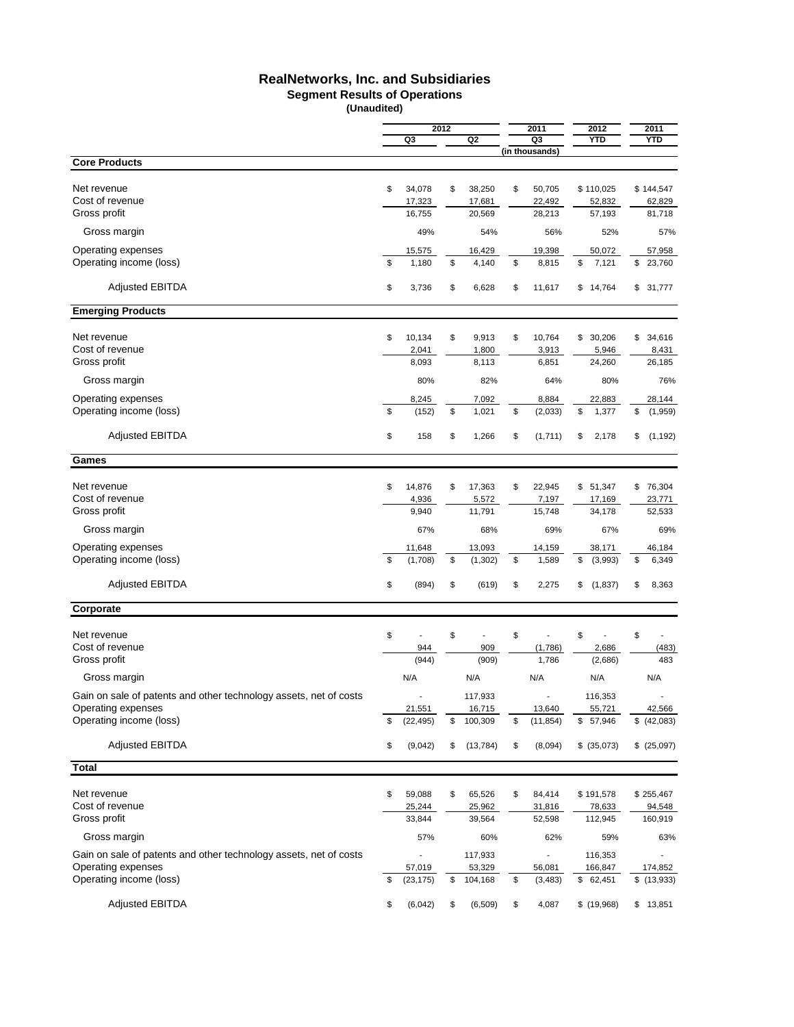# RealNetworks, Inc. and Subsidiaries

## Segment Results of Operations

**(Unaudited)**

| | 2012 Q3 | 2012 Q2 | 2011 Q3 | 2012 YTD | 2011 YTD |
|---|---|---|---|---|---|
| | (in thousands) | | | | |
| **Core Products** | | | | | |
| Net revenue | $ 34,078 | $ 38,250 | $ 50,705 | $ 110,025 | $ 144,547 |
| Cost of revenue | 17,323 | 17,681 | 22,492 | 52,832 | 62,829 |
| Gross profit | 16,755 | 20,569 | 28,213 | 57,193 | 81,718 |
| Gross margin | 49% | 54% | 56% | 52% | 57% |
| Operating expenses | 15,575 | 16,429 | 19,398 | 50,072 | 57,958 |
| Operating income (loss) | $ 1,180 | $ 4,140 | $ 8,815 | $ 7,121 | $ 23,760 |
| Adjusted EBITDA | $ 3,736 | $ 6,628 | $ 11,617 | $ 14,764 | $ 31,777 |
| **Emerging Products** | | | | | |
| Net revenue | $ 10,134 | $ 9,913 | $ 10,764 | $ 30,206 | $ 34,616 |
| Cost of revenue | 2,041 | 1,800 | 3,913 | 5,946 | 8,431 |
| Gross profit | 8,093 | 8,113 | 6,851 | 24,260 | 26,185 |
| Gross margin | 80% | 82% | 64% | 80% | 76% |
| Operating expenses | 8,245 | 7,092 | 8,884 | 22,883 | 28,144 |
| Operating income (loss) | $ (152) | $ 1,021 | $ (2,033) | $ 1,377 | $ (1,959) |
| Adjusted EBITDA | $ 158 | $ 1,266 | $ (1,711) | $ 2,178 | $ (1,192) |
| **Games** | | | | | |
| Net revenue | $ 14,876 | $ 17,363 | $ 22,945 | $ 51,347 | $ 76,304 |
| Cost of revenue | 4,936 | 5,572 | 7,197 | 17,169 | 23,771 |
| Gross profit | 9,940 | 11,791 | 15,748 | 34,178 | 52,533 |
| Gross margin | 67% | 68% | 69% | 67% | 69% |
| Operating expenses | 11,648 | 13,093 | 14,159 | 38,171 | 46,184 |
| Operating income (loss) | $ (1,708) | $ (1,302) | $ 1,589 | $ (3,993) | $ 6,349 |
| Adjusted EBITDA | $ (894) | $ (619) | $ 2,275 | $ (1,837) | $ 8,363 |
| **Corporate** | | | | | |
| Net revenue | $ - | $ - | $ - | $ - | $ - |
| Cost of revenue | 944 | 909 | (1,786) | 2,686 | (483) |
| Gross profit | (944) | (909) | 1,786 | (2,686) | 483 |
| Gross margin | N/A | N/A | N/A | N/A | N/A |
| Gain on sale of patents and other technology assets, net of costs | - | 117,933 | - | 116,353 | - |
| Operating expenses | 21,551 | 16,715 | 13,640 | 55,721 | 42,566 |
| Operating income (loss) | $ (22,495) | $ 100,309 | $ (11,854) | $ 57,946 | $ (42,083) |
| Adjusted EBITDA | $ (9,042) | $ (13,784) | $ (8,094) | $ (35,073) | $ (25,097) |
| **Total** | | | | | |
| Net revenue | $ 59,088 | $ 65,526 | $ 84,414 | $ 191,578 | $ 255,467 |
| Cost of revenue | 25,244 | 25,962 | 31,816 | 78,633 | 94,548 |
| Gross profit | 33,844 | 39,564 | 52,598 | 112,945 | 160,919 |
| Gross margin | 57% | 60% | 62% | 59% | 63% |
| Gain on sale of patents and other technology assets, net of costs | - | 117,933 | - | 116,353 | - |
| Operating expenses | 57,019 | 53,329 | 56,081 | 166,847 | 174,852 |
| Operating income (loss) | $ (23,175) | $ 104,168 | $ (3,483) | $ 62,451 | $ (13,933) |
| Adjusted EBITDA | $ (6,042) | $ (6,509) | $ 4,087 | $ (19,968) | $ 13,851 |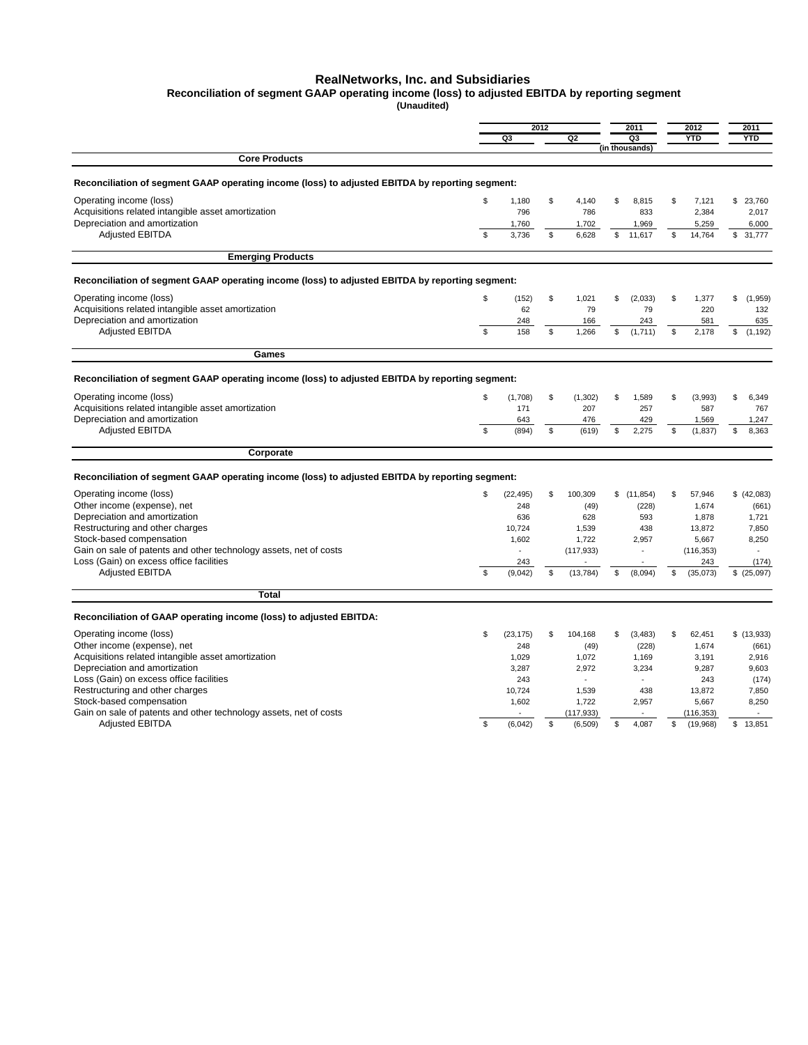# RealNetworks, Inc. and Subsidiaries

## Reconciliation of segment GAAP operating income (loss) to adjusted EBITDA by reporting segment

(Unaudited)

| | 2012 Q3 | 2012 Q2 | 2011 Q3 | 2012 YTD | 2011 YTD |
|---|---|---|---|---|---|
| | | | (in thousands) | | |
| **Core Products** | | | | | |
| **Reconciliation of segment GAAP operating income (loss) to adjusted EBITDA by reporting segment:** | | | | | |
| Operating income (loss) | $ 1,180 | $ 4,140 | $ 8,815 | $ 7,121 | $ 23,760 |
| Acquisitions related intangible asset amortization | 796 | 786 | 833 | 2,384 | 2,017 |
| Depreciation and amortization | 1,760 | 1,702 | 1,969 | 5,259 | 6,000 |
| Adjusted EBITDA | $ 3,736 | $ 6,628 | $ 11,617 | $ 14,764 | $ 31,777 |
| **Emerging Products** | | | | | |
| **Reconciliation of segment GAAP operating income (loss) to adjusted EBITDA by reporting segment:** | | | | | |
| Operating income (loss) | $ (152) | $ 1,021 | $ (2,033) | $ 1,377 | $ (1,959) |
| Acquisitions related intangible asset amortization | 62 | 79 | 79 | 220 | 132 |
| Depreciation and amortization | 248 | 166 | 243 | 581 | 635 |
| Adjusted EBITDA | $ 158 | $ 1,266 | $ (1,711) | $ 2,178 | $ (1,192) |
| **Games** | | | | | |
| **Reconciliation of segment GAAP operating income (loss) to adjusted EBITDA by reporting segment:** | | | | | |
| Operating income (loss) | $ (1,708) | $ (1,302) | $ 1,589 | $ (3,993) | $ 6,349 |
| Acquisitions related intangible asset amortization | 171 | 207 | 257 | 587 | 767 |
| Depreciation and amortization | 643 | 476 | 429 | 1,569 | 1,247 |
| Adjusted EBITDA | $ (894) | $ (619) | $ 2,275 | $ (1,837) | $ 8,363 |
| **Corporate** | | | | | |
| **Reconciliation of segment GAAP operating income (loss) to adjusted EBITDA by reporting segment:** | | | | | |
| Operating income (loss) | $ (22,495) | $ 100,309 | $ (11,854) | $ 57,946 | $ (42,083) |
| Other income (expense), net | 248 | (49) | (228) | 1,674 | (661) |
| Depreciation and amortization | 636 | 628 | 593 | 1,878 | 1,721 |
| Restructuring and other charges | 10,724 | 1,539 | 438 | 13,872 | 7,850 |
| Stock-based compensation | 1,602 | 1,722 | 2,957 | 5,667 | 8,250 |
| Gain on sale of patents and other technology assets, net of costs | - | (117,933) | - | (116,353) | - |
| Loss (Gain) on excess office facilities | 243 | - | - | 243 | (174) |
| Adjusted EBITDA | $ (9,042) | $ (13,784) | $ (8,094) | $ (35,073) | $ (25,097) |
| **Total** | | | | | |
| **Reconciliation of GAAP operating income (loss) to adjusted EBITDA:** | | | | | |
| Operating income (loss) | $ (23,175) | $ 104,168 | $ (3,483) | $ 62,451 | $ (13,933) |
| Other income (expense), net | 248 | (49) | (228) | 1,674 | (661) |
| Acquisitions related intangible asset amortization | 1,029 | 1,072 | 1,169 | 3,191 | 2,916 |
| Depreciation and amortization | 3,287 | 2,972 | 3,234 | 9,287 | 9,603 |
| Loss (Gain) on excess office facilities | 243 | - | - | 243 | (174) |
| Restructuring and other charges | 10,724 | 1,539 | 438 | 13,872 | 7,850 |
| Stock-based compensation | 1,602 | 1,722 | 2,957 | 5,667 | 8,250 |
| Gain on sale of patents and other technology assets, net of costs | - | (117,933) | - | (116,353) | - |
| Adjusted EBITDA | $ (6,042) | $ (6,509) | $ 4,087 | $ (19,968) | $ 13,851 |